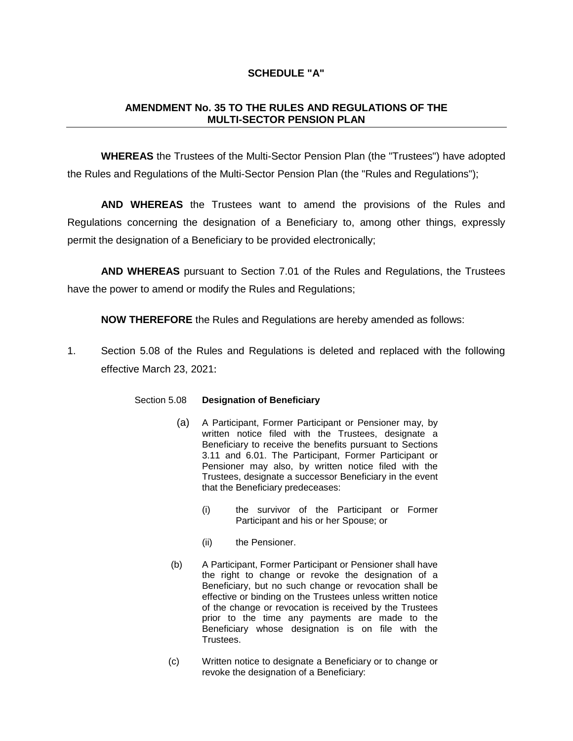**SCHEDULE "A"**

**AMENDMENT No. 35 TO THE RULES AND REGULATIONS OF THE MULTI-SECTOR PENSION PLAN**

---

**WHEREAS** the Trustees of the Multi-Sector Pension Plan (the "Trustees") have adopted the Rules and Regulations of the Multi-Sector Pension Plan (the "Rules and Regulations");

**AND WHEREAS** the Trustees want to amend the provisions of the Rules and Regulations concerning the designation of a Beneficiary to, among other things, expressly permit the designation of a Beneficiary to be provided electronically;

**AND WHEREAS** pursuant to Section 7.01 of the Rules and Regulations, the Trustees have the power to amend or modify the Rules and Regulations;

**NOW THEREFORE** the Rules and Regulations are hereby amended as follows:

1. Section 5.08 of the Rules and Regulations is deleted and replaced with the following effective March 23, 2021:

   Section 5.08 **Designation of Beneficiary**

   (a) A Participant, Former Participant or Pensioner may, by written notice filed with the Trustees, designate a Beneficiary to receive the benefits pursuant to Sections 3.11 and 6.01. The Participant, Former Participant or Pensioner may also, by written notice filed with the Trustees, designate a successor Beneficiary in the event that the Beneficiary predeceases:

   (i) the survivor of the Participant or Former Participant and his or her Spouse; or

   (ii) the Pensioner.

   (b) A Participant, Former Participant or Pensioner shall have the right to change or revoke the designation of a Beneficiary, but no such change or revocation shall be effective or binding on the Trustees unless written notice of the change or revocation is received by the Trustees prior to the time any payments are made to the Beneficiary whose designation is on file with the Trustees.

   (c) Written notice to designate a Beneficiary or to change or revoke the designation of a Beneficiary: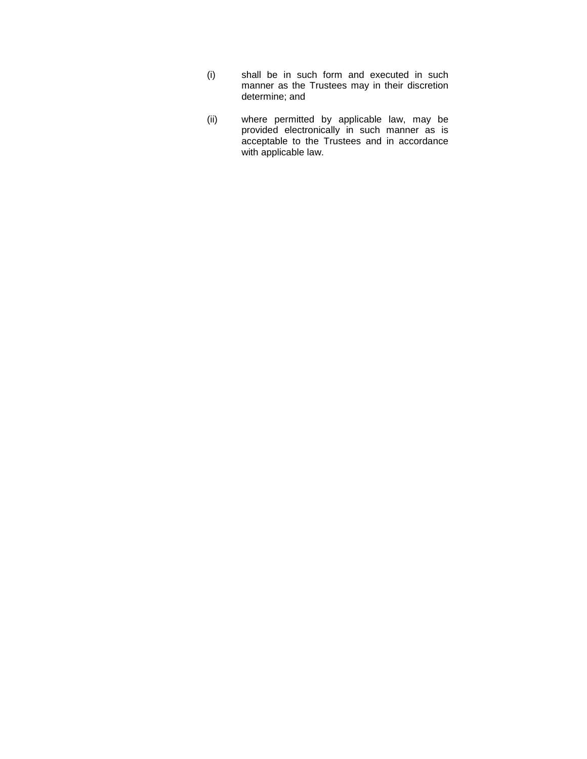(i) shall be in such form and executed in such manner as the Trustees may in their discretion determine; and

(ii) where permitted by applicable law, may be provided electronically in such manner as is acceptable to the Trustees and in accordance with applicable law.